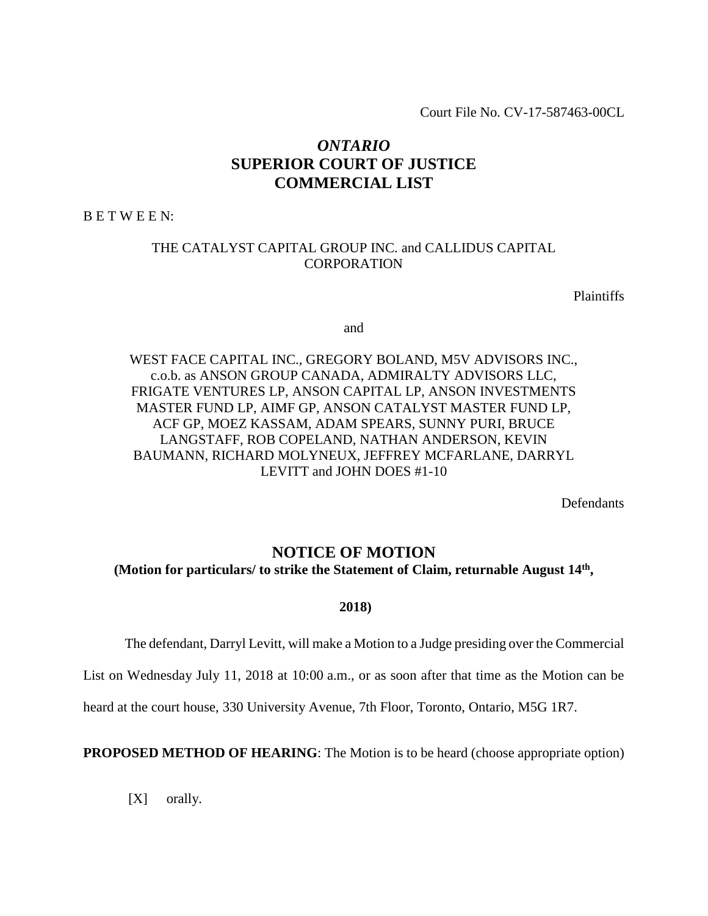Court File No. CV-17-587463-00CL

# *ONTARIO*
# SUPERIOR COURT OF JUSTICE
# COMMERCIAL LIST

B E T W E E N:

THE CATALYST CAPITAL GROUP INC. and CALLIDUS CAPITAL CORPORATION

Plaintiffs

and

WEST FACE CAPITAL INC., GREGORY BOLAND, M5V ADVISORS INC., c.o.b. as ANSON GROUP CANADA, ADMIRALTY ADVISORS LLC, FRIGATE VENTURES LP, ANSON CAPITAL LP, ANSON INVESTMENTS MASTER FUND LP, AIMF GP, ANSON CATALYST MASTER FUND LP, ACF GP, MOEZ KASSAM, ADAM SPEARS, SUNNY PURI, BRUCE LANGSTAFF, ROB COPELAND, NATHAN ANDERSON, KEVIN BAUMANN, RICHARD MOLYNEUX, JEFFREY MCFARLANE, DARRYL LEVITT and JOHN DOES #1-10

Defendants

## NOTICE OF MOTION

**(Motion for particulars/ to strike the Statement of Claim, returnable August 14th, 2018)**

The defendant, Darryl Levitt, will make a Motion to a Judge presiding over the Commercial List on Wednesday July 11, 2018 at 10:00 a.m., or as soon after that time as the Motion can be heard at the court house, 330 University Avenue, 7th Floor, Toronto, Ontario, M5G 1R7.

**PROPOSED METHOD OF HEARING**: The Motion is to be heard (choose appropriate option)

[X] orally.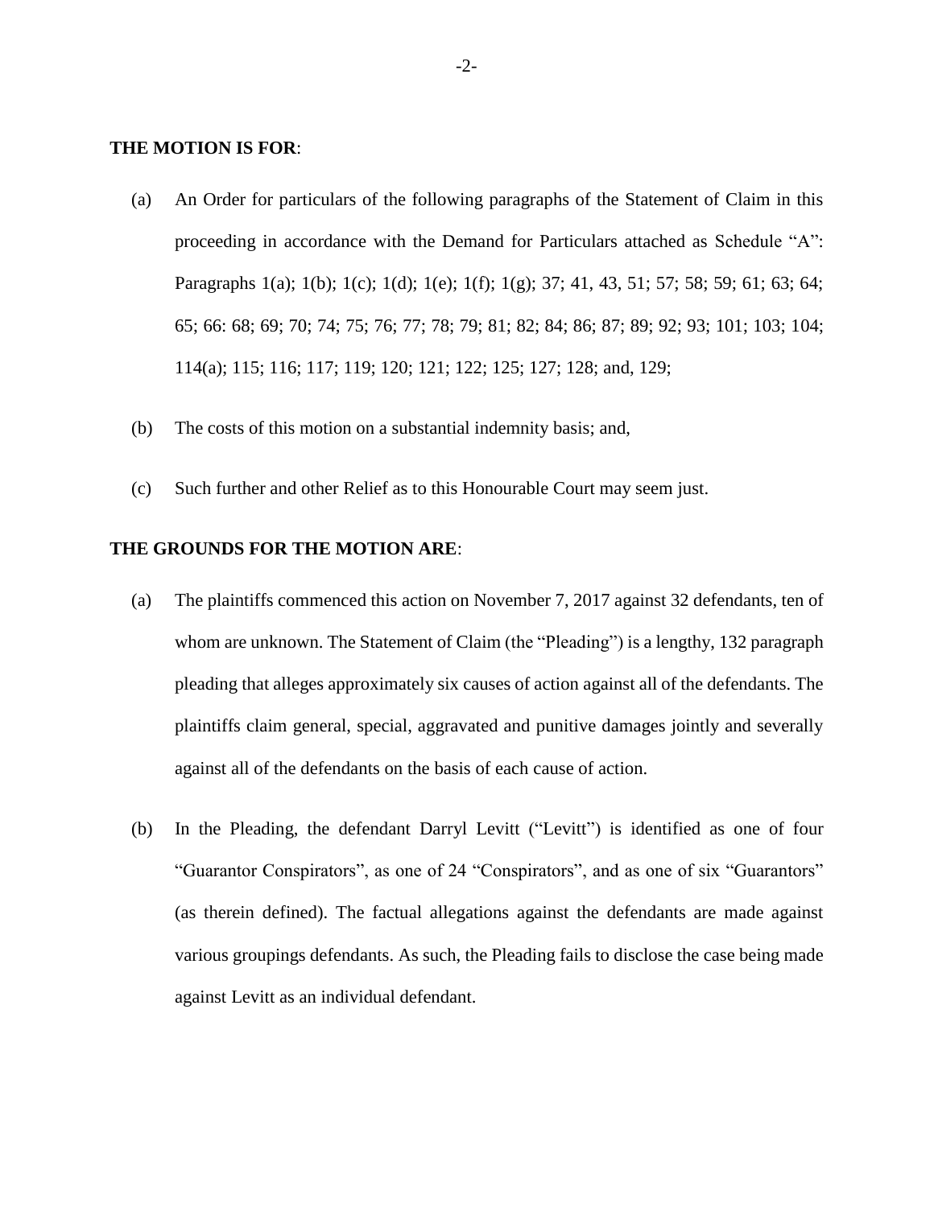**THE MOTION IS FOR**:

(a) An Order for particulars of the following paragraphs of the Statement of Claim in this proceeding in accordance with the Demand for Particulars attached as Schedule "A": Paragraphs 1(a); 1(b); 1(c); 1(d); 1(e); 1(f); 1(g); 37; 41, 43, 51; 57; 58; 59; 61; 63; 64; 65; 66: 68; 69; 70; 74; 75; 76; 77; 78; 79; 81; 82; 84; 86; 87; 89; 92; 93; 101; 103; 104; 114(a); 115; 116; 117; 119; 120; 121; 122; 125; 127; 128; and, 129;

(b) The costs of this motion on a substantial indemnity basis; and,

(c) Such further and other Relief as to this Honourable Court may seem just.

**THE GROUNDS FOR THE MOTION ARE**:

(a) The plaintiffs commenced this action on November 7, 2017 against 32 defendants, ten of whom are unknown. The Statement of Claim (the "Pleading") is a lengthy, 132 paragraph pleading that alleges approximately six causes of action against all of the defendants. The plaintiffs claim general, special, aggravated and punitive damages jointly and severally against all of the defendants on the basis of each cause of action.

(b) In the Pleading, the defendant Darryl Levitt ("Levitt") is identified as one of four "Guarantor Conspirators", as one of 24 "Conspirators", and as one of six "Guarantors" (as therein defined). The factual allegations against the defendants are made against various groupings defendants. As such, the Pleading fails to disclose the case being made against Levitt as an individual defendant.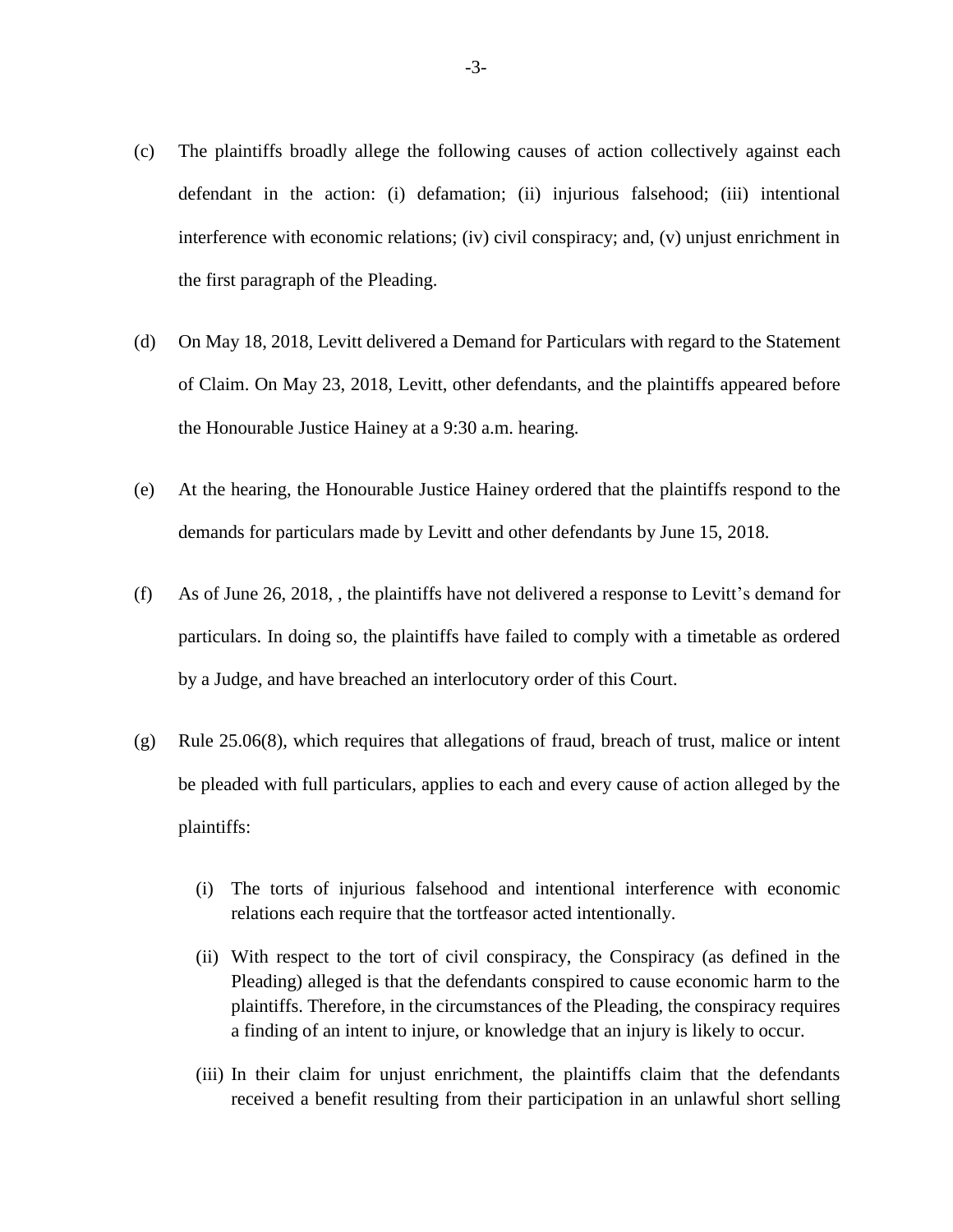(c) The plaintiffs broadly allege the following causes of action collectively against each defendant in the action: (i) defamation; (ii) injurious falsehood; (iii) intentional interference with economic relations; (iv) civil conspiracy; and, (v) unjust enrichment in the first paragraph of the Pleading.

(d) On May 18, 2018, Levitt delivered a Demand for Particulars with regard to the Statement of Claim. On May 23, 2018, Levitt, other defendants, and the plaintiffs appeared before the Honourable Justice Hainey at a 9:30 a.m. hearing.

(e) At the hearing, the Honourable Justice Hainey ordered that the plaintiffs respond to the demands for particulars made by Levitt and other defendants by June 15, 2018.

(f) As of June 26, 2018, , the plaintiffs have not delivered a response to Levitt's demand for particulars. In doing so, the plaintiffs have failed to comply with a timetable as ordered by a Judge, and have breached an interlocutory order of this Court.

(g) Rule 25.06(8), which requires that allegations of fraud, breach of trust, malice or intent be pleaded with full particulars, applies to each and every cause of action alleged by the plaintiffs:

   (i) The torts of injurious falsehood and intentional interference with economic relations each require that the tortfeasor acted intentionally.

   (ii) With respect to the tort of civil conspiracy, the Conspiracy (as defined in the Pleading) alleged is that the defendants conspired to cause economic harm to the plaintiffs. Therefore, in the circumstances of the Pleading, the conspiracy requires a finding of an intent to injure, or knowledge that an injury is likely to occur.

   (iii) In their claim for unjust enrichment, the plaintiffs claim that the defendants received a benefit resulting from their participation in an unlawful short selling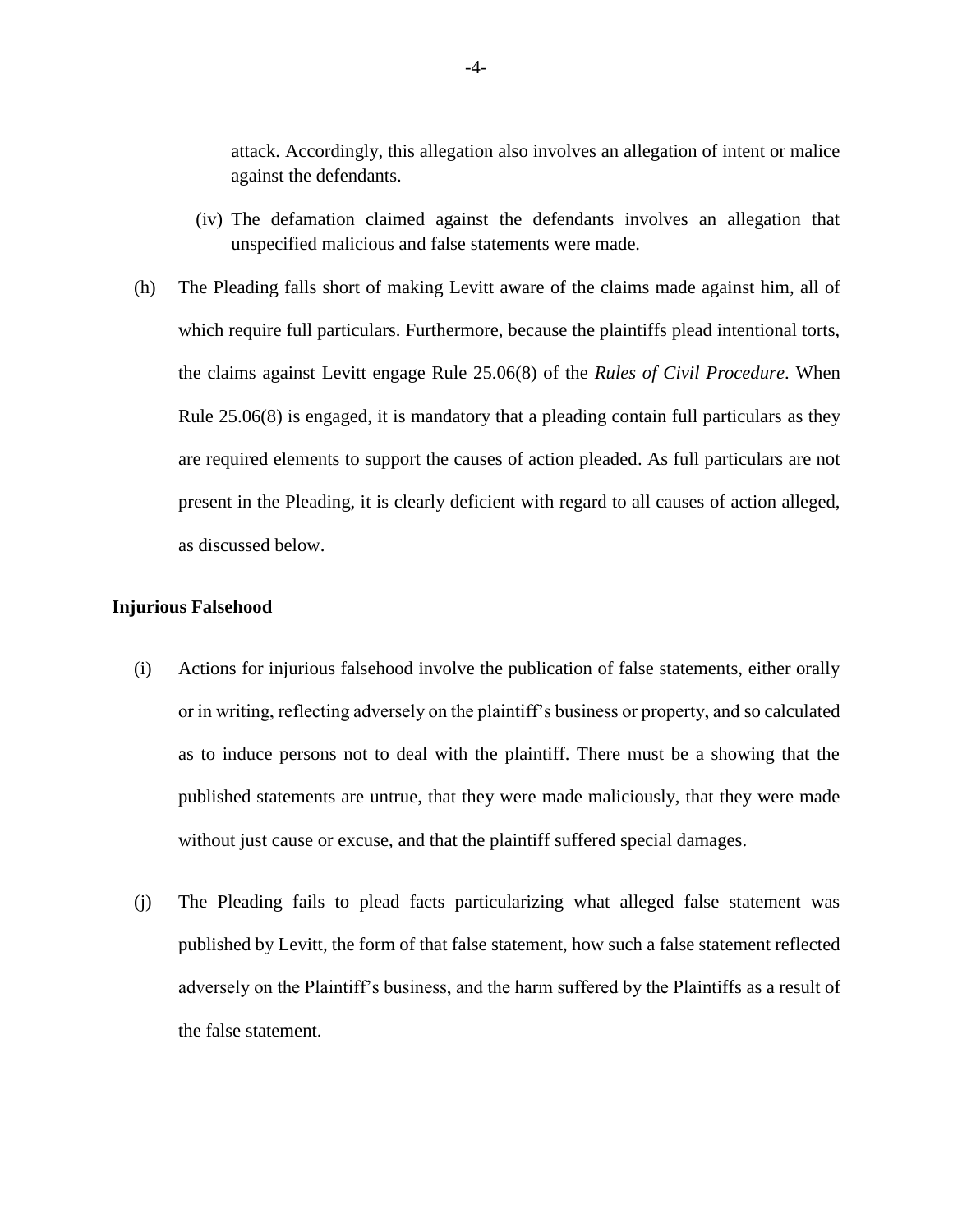attack. Accordingly, this allegation also involves an allegation of intent or malice against the defendants.

(iv) The defamation claimed against the defendants involves an allegation that unspecified malicious and false statements were made.

(h) The Pleading falls short of making Levitt aware of the claims made against him, all of which require full particulars. Furthermore, because the plaintiffs plead intentional torts, the claims against Levitt engage Rule 25.06(8) of the *Rules of Civil Procedure*. When Rule 25.06(8) is engaged, it is mandatory that a pleading contain full particulars as they are required elements to support the causes of action pleaded. As full particulars are not present in the Pleading, it is clearly deficient with regard to all causes of action alleged, as discussed below.

**Injurious Falsehood**

(i) Actions for injurious falsehood involve the publication of false statements, either orally or in writing, reflecting adversely on the plaintiff's business or property, and so calculated as to induce persons not to deal with the plaintiff. There must be a showing that the published statements are untrue, that they were made maliciously, that they were made without just cause or excuse, and that the plaintiff suffered special damages.

(j) The Pleading fails to plead facts particularizing what alleged false statement was published by Levitt, the form of that false statement, how such a false statement reflected adversely on the Plaintiff's business, and the harm suffered by the Plaintiffs as a result of the false statement.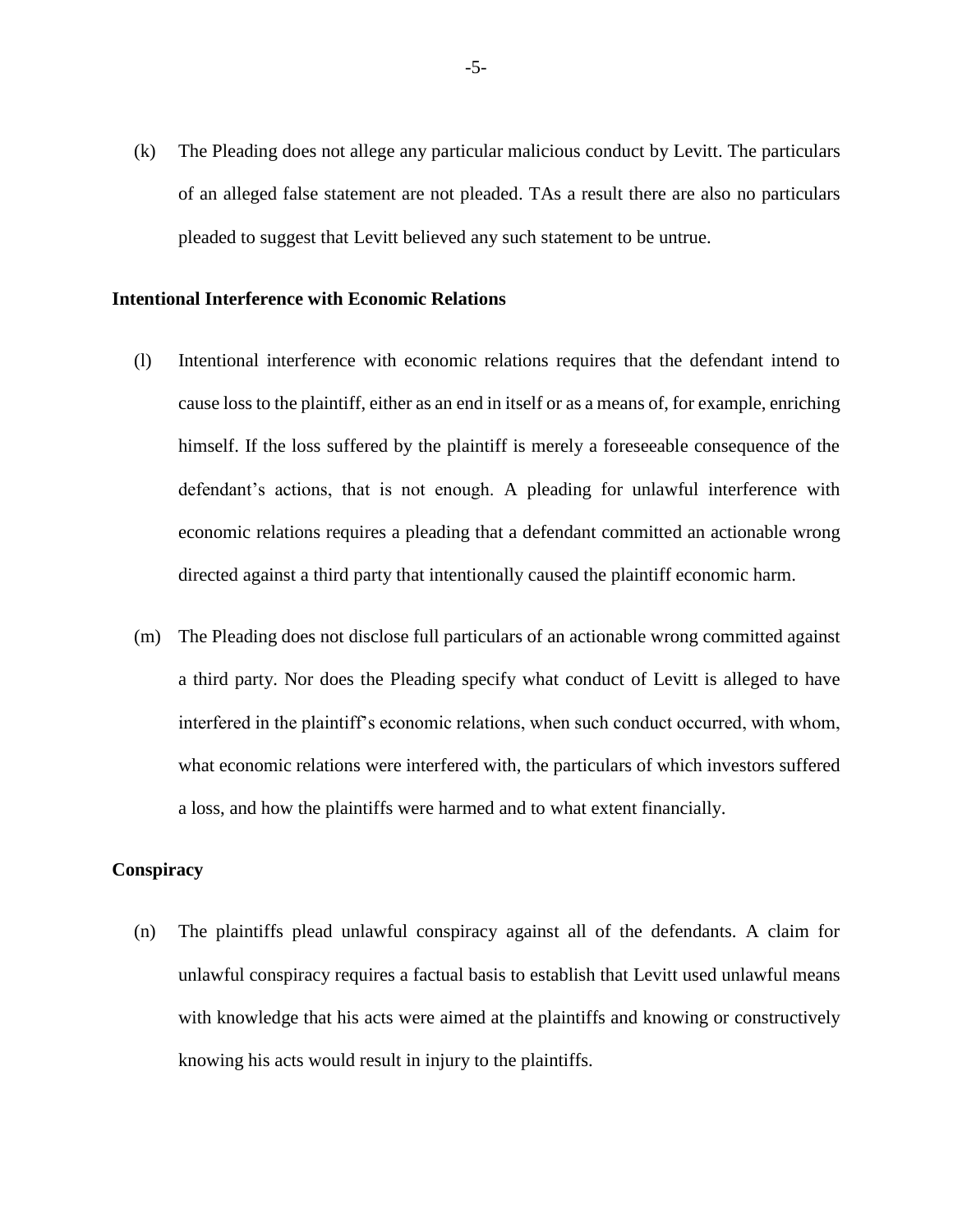(k) The Pleading does not allege any particular malicious conduct by Levitt. The particulars of an alleged false statement are not pleaded. TAs a result there are also no particulars pleaded to suggest that Levitt believed any such statement to be untrue.

**Intentional Interference with Economic Relations**

(l) Intentional interference with economic relations requires that the defendant intend to cause loss to the plaintiff, either as an end in itself or as a means of, for example, enriching himself. If the loss suffered by the plaintiff is merely a foreseeable consequence of the defendant's actions, that is not enough. A pleading for unlawful interference with economic relations requires a pleading that a defendant committed an actionable wrong directed against a third party that intentionally caused the plaintiff economic harm.

(m) The Pleading does not disclose full particulars of an actionable wrong committed against a third party. Nor does the Pleading specify what conduct of Levitt is alleged to have interfered in the plaintiff's economic relations, when such conduct occurred, with whom, what economic relations were interfered with, the particulars of which investors suffered a loss, and how the plaintiffs were harmed and to what extent financially.

**Conspiracy**

(n) The plaintiffs plead unlawful conspiracy against all of the defendants. A claim for unlawful conspiracy requires a factual basis to establish that Levitt used unlawful means with knowledge that his acts were aimed at the plaintiffs and knowing or constructively knowing his acts would result in injury to the plaintiffs.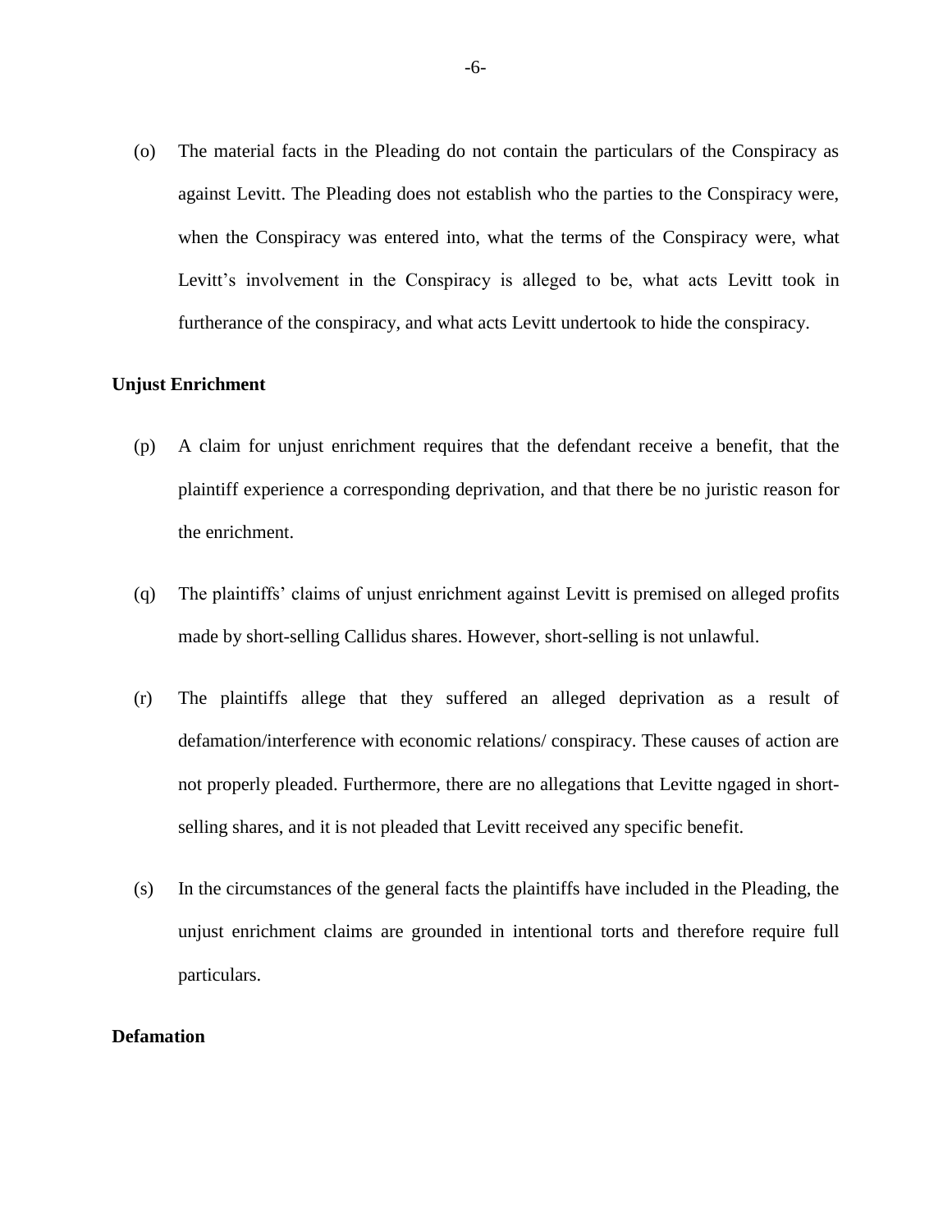(o) The material facts in the Pleading do not contain the particulars of the Conspiracy as against Levitt. The Pleading does not establish who the parties to the Conspiracy were, when the Conspiracy was entered into, what the terms of the Conspiracy were, what Levitt's involvement in the Conspiracy is alleged to be, what acts Levitt took in furtherance of the conspiracy, and what acts Levitt undertook to hide the conspiracy.

**Unjust Enrichment**

(p) A claim for unjust enrichment requires that the defendant receive a benefit, that the plaintiff experience a corresponding deprivation, and that there be no juristic reason for the enrichment.

(q) The plaintiffs' claims of unjust enrichment against Levitt is premised on alleged profits made by short-selling Callidus shares. However, short-selling is not unlawful.

(r) The plaintiffs allege that they suffered an alleged deprivation as a result of defamation/interference with economic relations/ conspiracy. These causes of action are not properly pleaded. Furthermore, there are no allegations that Levitte ngaged in short-selling shares, and it is not pleaded that Levitt received any specific benefit.

(s) In the circumstances of the general facts the plaintiffs have included in the Pleading, the unjust enrichment claims are grounded in intentional torts and therefore require full particulars.

**Defamation**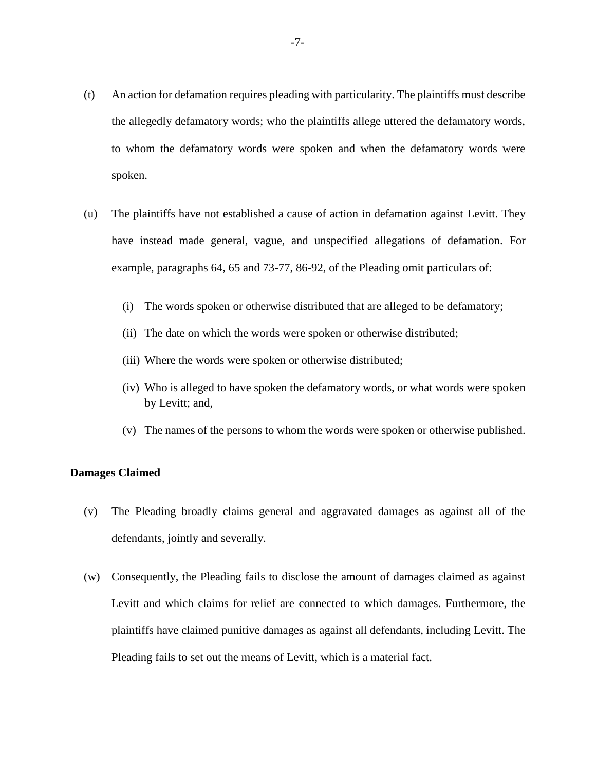(t) An action for defamation requires pleading with particularity. The plaintiffs must describe the allegedly defamatory words; who the plaintiffs allege uttered the defamatory words, to whom the defamatory words were spoken and when the defamatory words were spoken.

(u) The plaintiffs have not established a cause of action in defamation against Levitt. They have instead made general, vague, and unspecified allegations of defamation. For example, paragraphs 64, 65 and 73-77, 86-92, of the Pleading omit particulars of:

  (i) The words spoken or otherwise distributed that are alleged to be defamatory;

  (ii) The date on which the words were spoken or otherwise distributed;

  (iii) Where the words were spoken or otherwise distributed;

  (iv) Who is alleged to have spoken the defamatory words, or what words were spoken by Levitt; and,

  (v) The names of the persons to whom the words were spoken or otherwise published.

**Damages Claimed**

(v) The Pleading broadly claims general and aggravated damages as against all of the defendants, jointly and severally.

(w) Consequently, the Pleading fails to disclose the amount of damages claimed as against Levitt and which claims for relief are connected to which damages. Furthermore, the plaintiffs have claimed punitive damages as against all defendants, including Levitt. The Pleading fails to set out the means of Levitt, which is a material fact.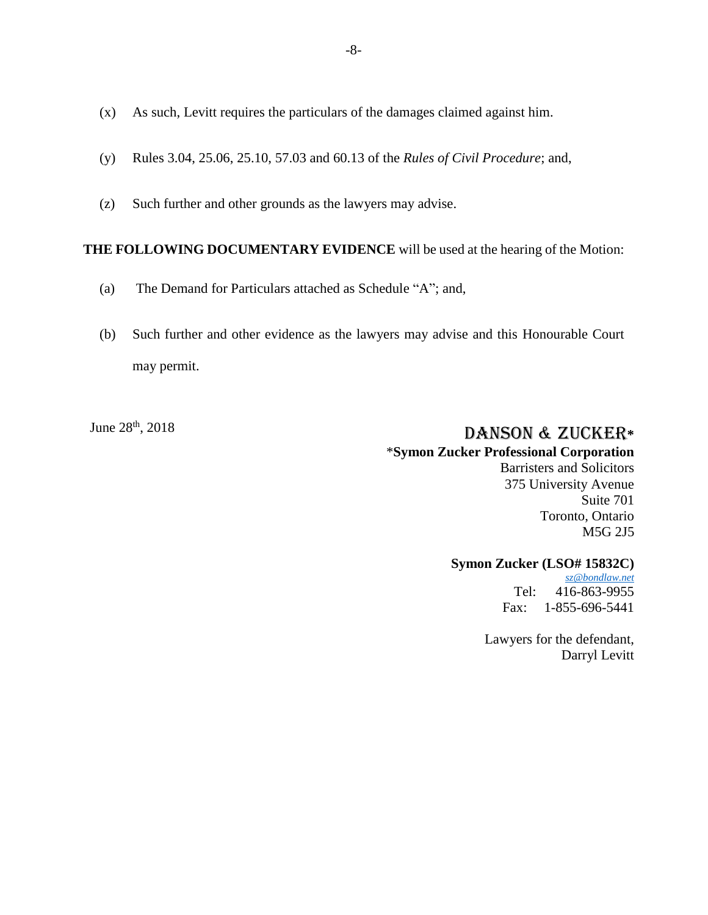(x) As such, Levitt requires the particulars of the damages claimed against him.

(y) Rules 3.04, 25.06, 25.10, 57.03 and 60.13 of the *Rules of Civil Procedure*; and,

(z) Such further and other grounds as the lawyers may advise.

**THE FOLLOWING DOCUMENTARY EVIDENCE** will be used at the hearing of the Motion:

(a) The Demand for Particulars attached as Schedule "A"; and,

(b) Such further and other evidence as the lawyers may advise and this Honourable Court may permit.

June 28th, 2018

DANSON & ZUCKER*
*__Symon Zucker Professional Corporation__
Barristers and Solicitors
375 University Avenue
Suite 701
Toronto, Ontario
M5G 2J5

**Symon Zucker (LSO# 15832C)**
*sz@bondlaw.net*
Tel: 416-863-9955
Fax: 1-855-696-5441

Lawyers for the defendant,
Darryl Levitt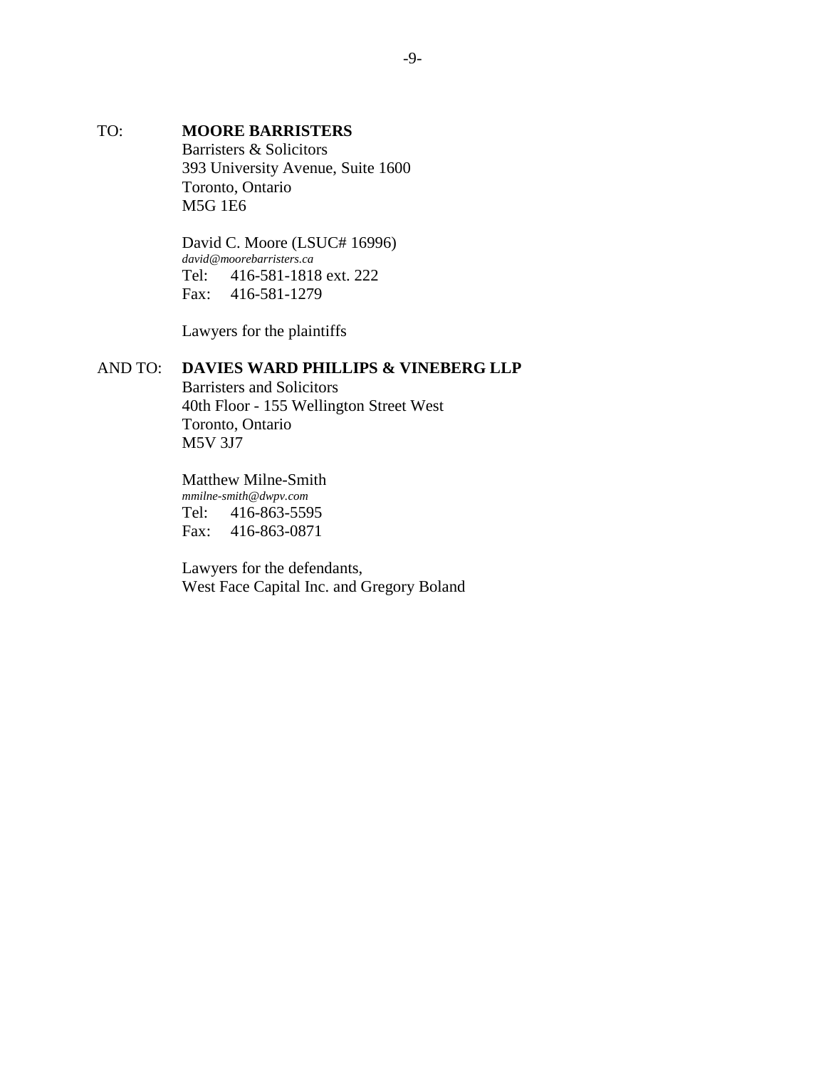TO: **MOORE BARRISTERS**
Barristers & Solicitors
393 University Avenue, Suite 1600
Toronto, Ontario
M5G 1E6

David C. Moore (LSUC# 16996)
*david@moorebarristers.ca*
Tel: 416-581-1818 ext. 222
Fax: 416-581-1279

Lawyers for the plaintiffs

AND TO: **DAVIES WARD PHILLIPS & VINEBERG LLP**
Barristers and Solicitors
40th Floor - 155 Wellington Street West
Toronto, Ontario
M5V 3J7

Matthew Milne-Smith
*mmilne-smith@dwpv.com*
Tel: 416-863-5595
Fax: 416-863-0871

Lawyers for the defendants,
West Face Capital Inc. and Gregory Boland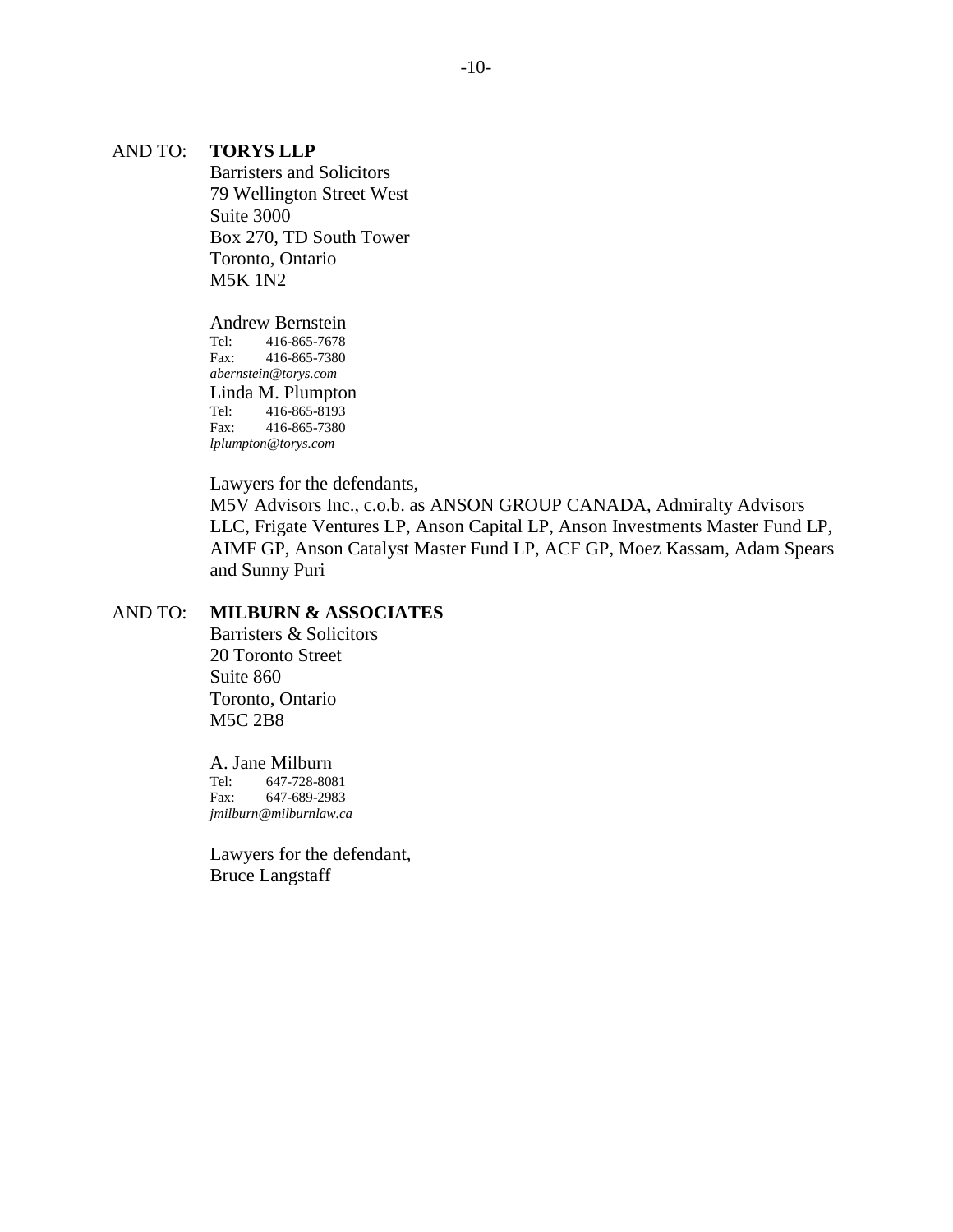AND TO: **TORYS LLP**
Barristers and Solicitors
79 Wellington Street West
Suite 3000
Box 270, TD South Tower
Toronto, Ontario
M5K 1N2

Andrew Bernstein
Tel: 416-865-7678
Fax: 416-865-7380
*abernstein@torys.com*
Linda M. Plumpton
Tel: 416-865-8193
Fax: 416-865-7380
*lplumpton@torys.com*

Lawyers for the defendants,
M5V Advisors Inc., c.o.b. as ANSON GROUP CANADA, Admiralty Advisors LLC, Frigate Ventures LP, Anson Capital LP, Anson Investments Master Fund LP, AIMF GP, Anson Catalyst Master Fund LP, ACF GP, Moez Kassam, Adam Spears and Sunny Puri

AND TO: **MILBURN & ASSOCIATES**
Barristers & Solicitors
20 Toronto Street
Suite 860
Toronto, Ontario
M5C 2B8

A. Jane Milburn
Tel: 647-728-8081
Fax: 647-689-2983
*jmilburn@milburnlaw.ca*

Lawyers for the defendant,
Bruce Langstaff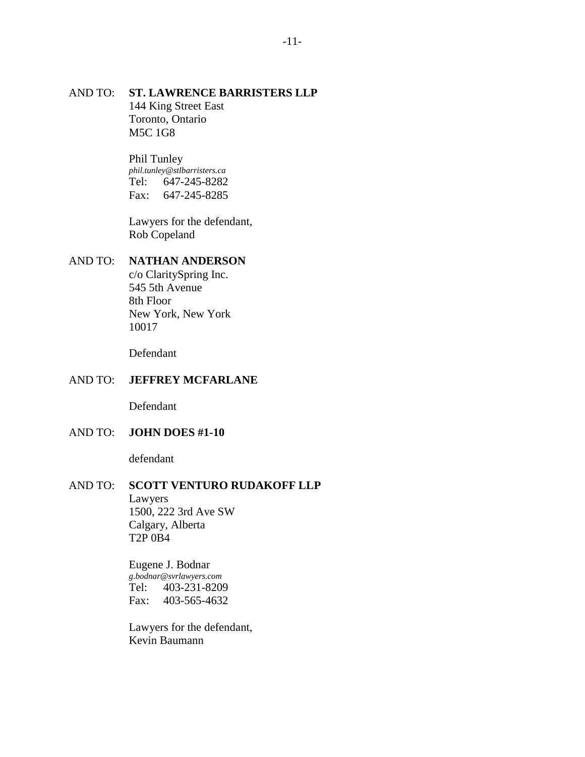AND TO: **ST. LAWRENCE BARRISTERS LLP**
144 King Street East
Toronto, Ontario
M5C 1G8

Phil Tunley
*phil.tunley@stlbarristers.ca*
Tel: 647-245-8282
Fax: 647-245-8285

Lawyers for the defendant,
Rob Copeland

AND TO: **NATHAN ANDERSON**
c/o ClaritySpring Inc.
545 5th Avenue
8th Floor
New York, New York
10017

Defendant

AND TO: **JEFFREY MCFARLANE**

Defendant

AND TO: **JOHN DOES #1-10**

defendant

AND TO: **SCOTT VENTURO RUDAKOFF LLP**
Lawyers
1500, 222 3rd Ave SW
Calgary, Alberta
T2P 0B4

Eugene J. Bodnar
*g.bodnar@svrlawyers.com*
Tel: 403-231-8209
Fax: 403-565-4632

Lawyers for the defendant,
Kevin Baumann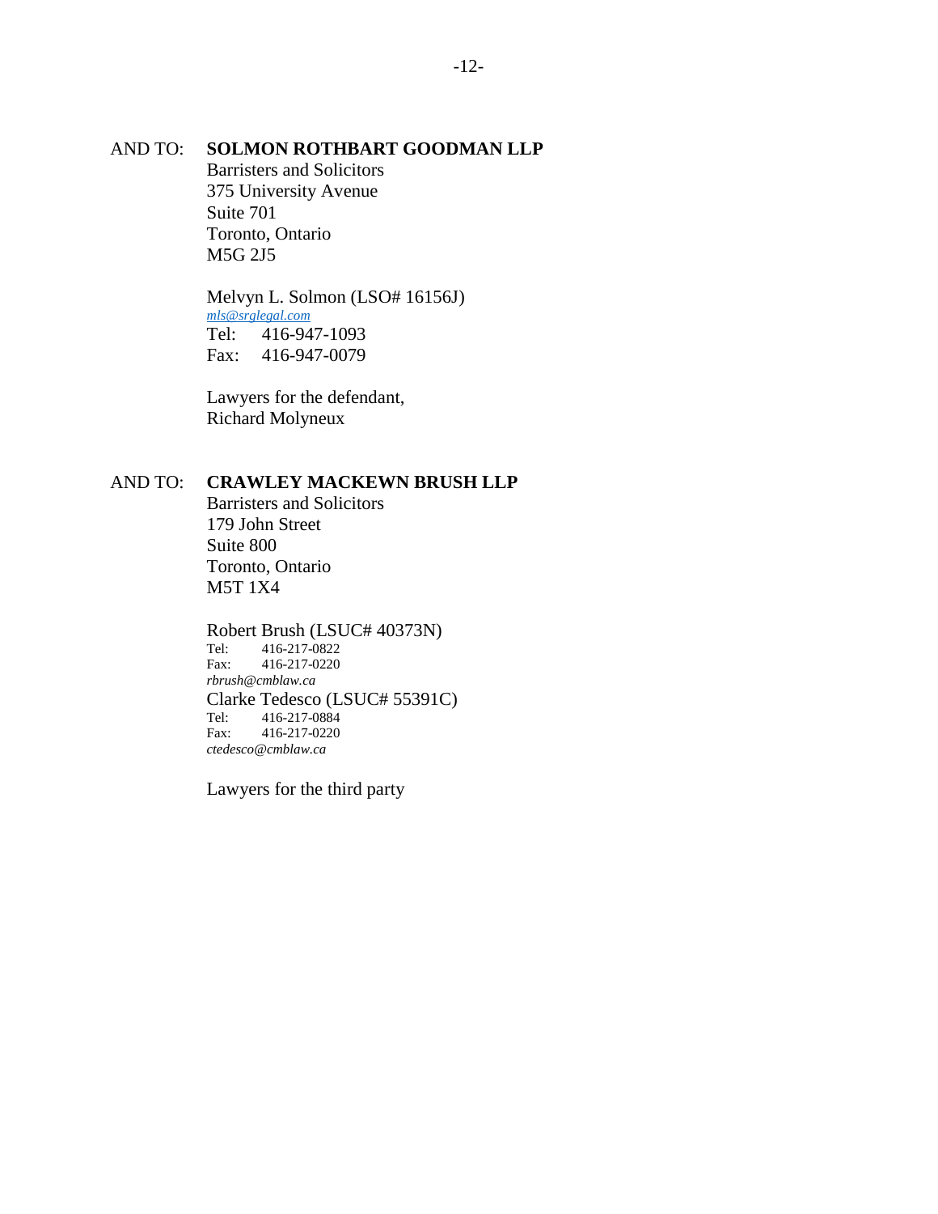AND TO: **SOLMON ROTHBART GOODMAN LLP**
Barristers and Solicitors
375 University Avenue
Suite 701
Toronto, Ontario
M5G 2J5

Melvyn L. Solmon (LSO# 16156J)
*mls@srglegal.com*
Tel: 416-947-1093
Fax: 416-947-0079

Lawyers for the defendant,
Richard Molyneux

AND TO: **CRAWLEY MACKEWN BRUSH LLP**
Barristers and Solicitors
179 John Street
Suite 800
Toronto, Ontario
M5T 1X4

Robert Brush (LSUC# 40373N)
Tel: 416-217-0822
Fax: 416-217-0220
*rbrush@cmblaw.ca*
Clarke Tedesco (LSUC# 55391C)
Tel: 416-217-0884
Fax: 416-217-0220
*ctedesco@cmblaw.ca*

Lawyers for the third party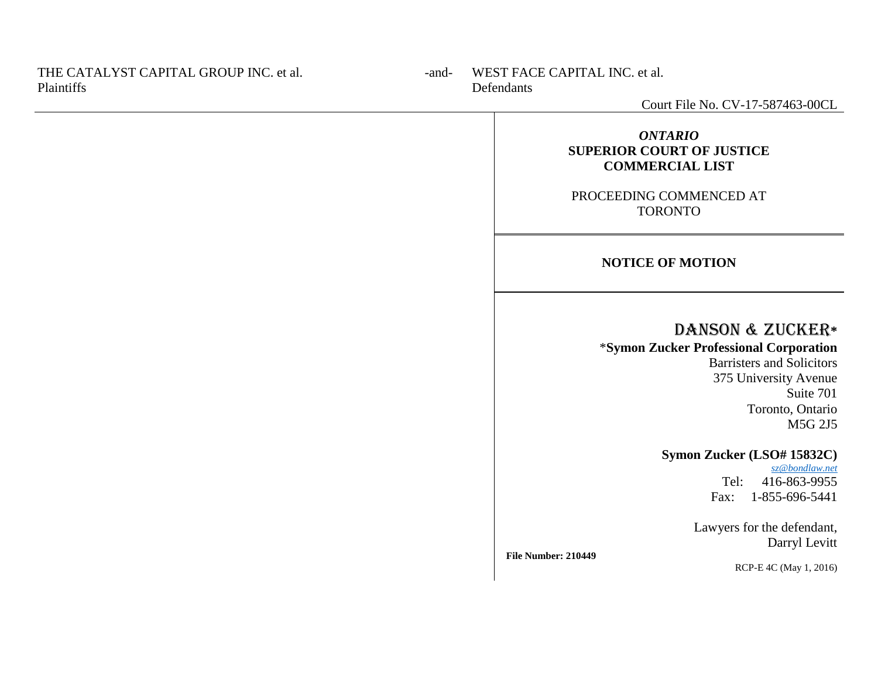THE CATALYST CAPITAL GROUP INC. et al.
Plaintiffs

-and-

WEST FACE CAPITAL INC. et al.
Defendants

Court File No. CV-17-587463-00CL

*ONTARIO*
**SUPERIOR COURT OF JUSTICE**
**COMMERCIAL LIST**

PROCEEDING COMMENCED AT
TORONTO

**NOTICE OF MOTION**

DANSON & ZUCKER*
*__Symon Zucker Professional Corporation__*
Barristers and Solicitors
375 University Avenue
Suite 701
Toronto, Ontario
M5G 2J5

**Symon Zucker (LSO# 15832C)**
*sz@bondlaw.net*
Tel: 416-863-9955
Fax: 1-855-696-5441

Lawyers for the defendant,
Darryl Levitt

**File Number: 210449**

RCP-E 4C (May 1, 2016)